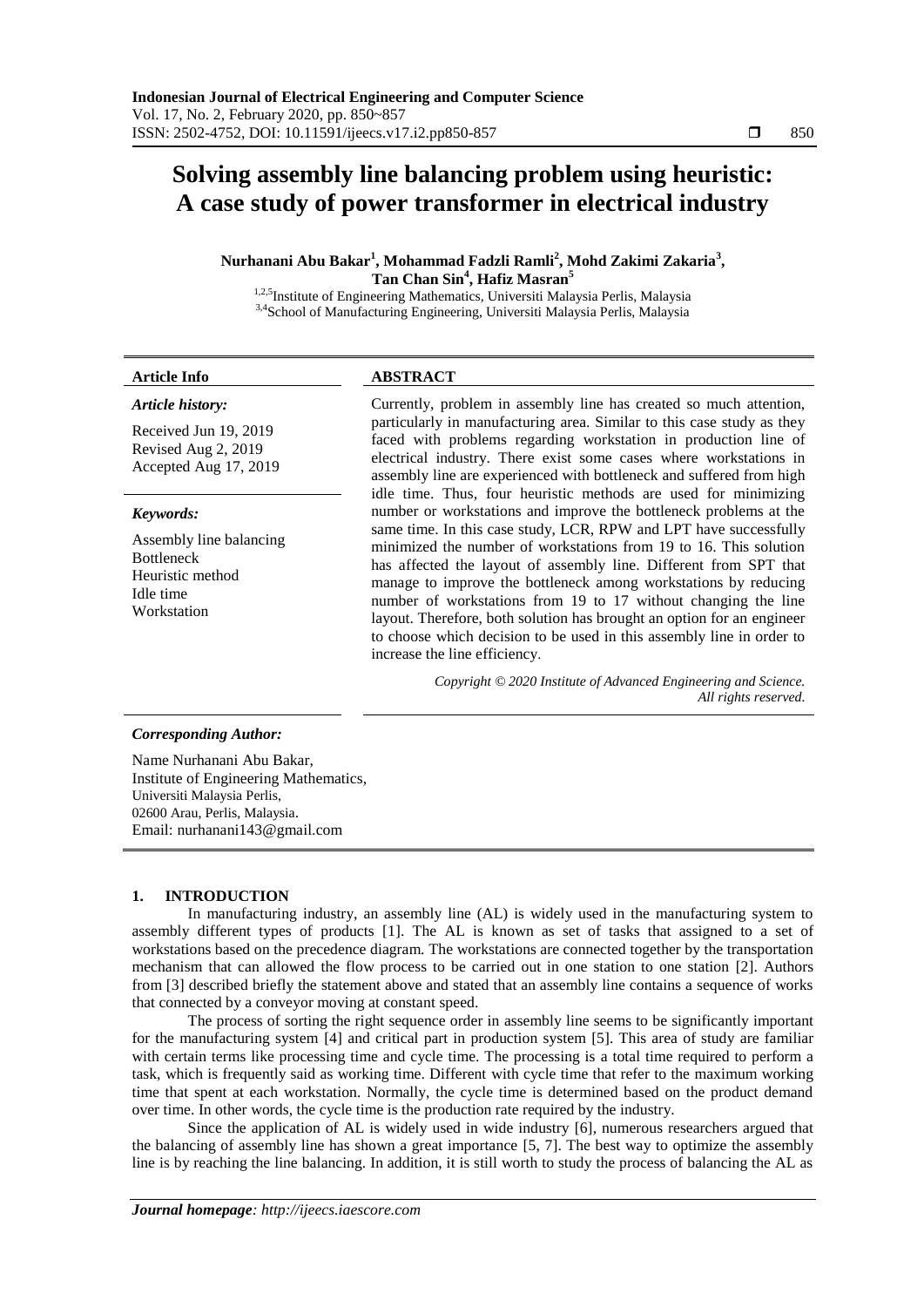# Solving assembly line balancing problem using heuristic: A case study of power transformer in electrical industry

**Nurhanani Abu Bakar[1], Mohammad Fadzli Ramli[2], Mohd Zakimi Zakaria[3], Tan Chan Sin[4], Hafiz Masran[5]**

[1,2,5]Institute of Engineering Mathematics, Universiti Malaysia Perlis, Malaysia
[3,4]School of Manufacturing Engineering, Universiti Malaysia Perlis, Malaysia

**Article Info**

*Article history:*

Received Jun 19, 2019
Revised Aug 2, 2019
Accepted Aug 17, 2019

*Keywords:*

Assembly line balancing
Bottleneck
Heuristic method
Idle time
Workstation

**ABSTRACT**

Currently, problem in assembly line has created so much attention, particularly in manufacturing area. Similar to this case study as they faced with problems regarding workstation in production line of electrical industry. There exist some cases where workstations in assembly line are experienced with bottleneck and suffered from high idle time. Thus, four heuristic methods are used for minimizing number or workstations and improve the bottleneck problems at the same time. In this case study, LCR, RPW and LPT have successfully minimized the number of workstations from 19 to 16. This solution has affected the layout of assembly line. Different from SPT that manage to improve the bottleneck among workstations by reducing number of workstations from 19 to 17 without changing the line layout. Therefore, both solution has brought an option for an engineer to choose which decision to be used in this assembly line in order to increase the line efficiency.

*Copyright © 2020 Institute of Advanced Engineering and Science. All rights reserved.*

*Corresponding Author:*

Name Nurhanani Abu Bakar,
Institute of Engineering Mathematics,
Universiti Malaysia Perlis,
02600 Arau, Perlis, Malaysia.
Email: nurhanani143@gmail.com

## 1. INTRODUCTION

In manufacturing industry, an assembly line (AL) is widely used in the manufacturing system to assembly different types of products [1]. The AL is known as set of tasks that assigned to a set of workstations based on the precedence diagram. The workstations are connected together by the transportation mechanism that can allowed the flow process to be carried out in one station to one station [2]. Authors from [3] described briefly the statement above and stated that an assembly line contains a sequence of works that connected by a conveyor moving at constant speed.

The process of sorting the right sequence order in assembly line seems to be significantly important for the manufacturing system [4] and critical part in production system [5]. This area of study are familiar with certain terms like processing time and cycle time. The processing is a total time required to perform a task, which is frequently said as working time. Different with cycle time that refer to the maximum working time that spent at each workstation. Normally, the cycle time is determined based on the product demand over time. In other words, the cycle time is the production rate required by the industry.

Since the application of AL is widely used in wide industry [6], numerous researchers argued that the balancing of assembly line has shown a great importance [5, 7]. The best way to optimize the assembly line is by reaching the line balancing. In addition, it is still worth to study the process of balancing the AL as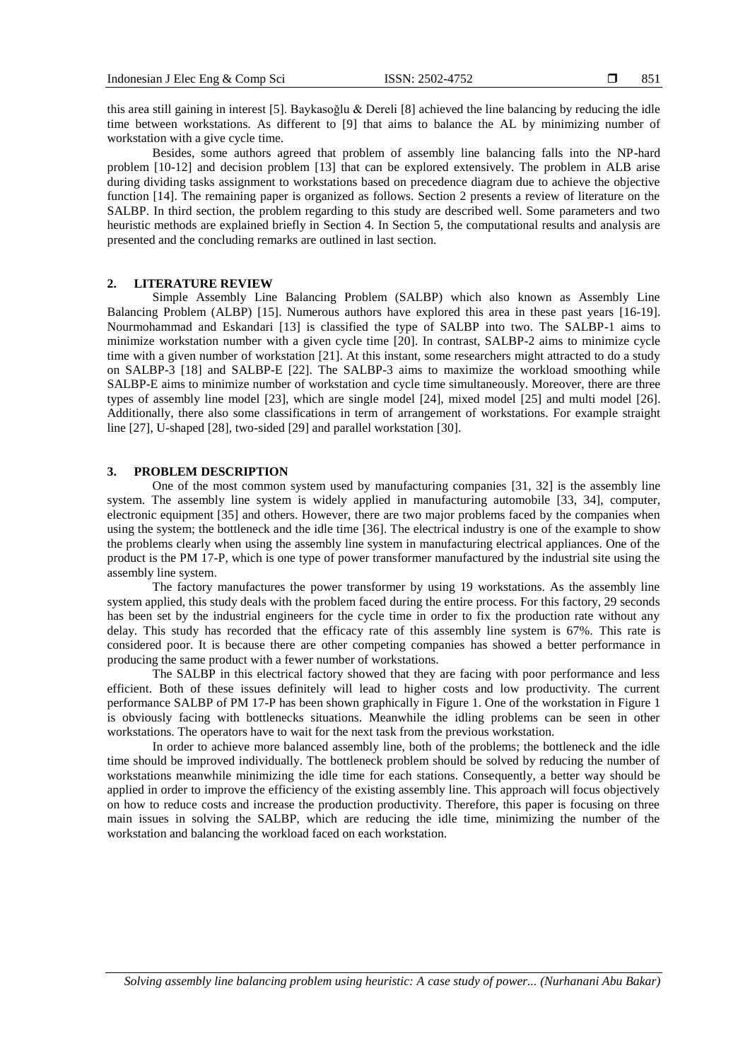this area still gaining in interest [5]. Baykasoğlu & Dereli [8] achieved the line balancing by reducing the idle time between workstations. As different to [9] that aims to balance the AL by minimizing number of workstation with a give cycle time.

Besides, some authors agreed that problem of assembly line balancing falls into the NP-hard problem [10-12] and decision problem [13] that can be explored extensively. The problem in ALB arise during dividing tasks assignment to workstations based on precedence diagram due to achieve the objective function [14]. The remaining paper is organized as follows. Section 2 presents a review of literature on the SALBP. In third section, the problem regarding to this study are described well. Some parameters and two heuristic methods are explained briefly in Section 4. In Section 5, the computational results and analysis are presented and the concluding remarks are outlined in last section.

## 2. LITERATURE REVIEW

Simple Assembly Line Balancing Problem (SALBP) which also known as Assembly Line Balancing Problem (ALBP) [15]. Numerous authors have explored this area in these past years [16-19]. Nourmohammad and Eskandari [13] is classified the type of SALBP into two. The SALBP-1 aims to minimize workstation number with a given cycle time [20]. In contrast, SALBP-2 aims to minimize cycle time with a given number of workstation [21]. At this instant, some researchers might attracted to do a study on SALBP-3 [18] and SALBP-E [22]. The SALBP-3 aims to maximize the workload smoothing while SALBP-E aims to minimize number of workstation and cycle time simultaneously. Moreover, there are three types of assembly line model [23], which are single model [24], mixed model [25] and multi model [26]. Additionally, there also some classifications in term of arrangement of workstations. For example straight line [27], U-shaped [28], two-sided [29] and parallel workstation [30].

## 3. PROBLEM DESCRIPTION

One of the most common system used by manufacturing companies [31, 32] is the assembly line system. The assembly line system is widely applied in manufacturing automobile [33, 34], computer, electronic equipment [35] and others. However, there are two major problems faced by the companies when using the system; the bottleneck and the idle time [36]. The electrical industry is one of the example to show the problems clearly when using the assembly line system in manufacturing electrical appliances. One of the product is the PM 17-P, which is one type of power transformer manufactured by the industrial site using the assembly line system.

The factory manufactures the power transformer by using 19 workstations. As the assembly line system applied, this study deals with the problem faced during the entire process. For this factory, 29 seconds has been set by the industrial engineers for the cycle time in order to fix the production rate without any delay. This study has recorded that the efficacy rate of this assembly line system is 67%. This rate is considered poor. It is because there are other competing companies has showed a better performance in producing the same product with a fewer number of workstations.

The SALBP in this electrical factory showed that they are facing with poor performance and less efficient. Both of these issues definitely will lead to higher costs and low productivity. The current performance SALBP of PM 17-P has been shown graphically in Figure 1. One of the workstation in Figure 1 is obviously facing with bottlenecks situations. Meanwhile the idling problems can be seen in other workstations. The operators have to wait for the next task from the previous workstation.

In order to achieve more balanced assembly line, both of the problems; the bottleneck and the idle time should be improved individually. The bottleneck problem should be solved by reducing the number of workstations meanwhile minimizing the idle time for each stations. Consequently, a better way should be applied in order to improve the efficiency of the existing assembly line. This approach will focus objectively on how to reduce costs and increase the production productivity. Therefore, this paper is focusing on three main issues in solving the SALBP, which are reducing the idle time, minimizing the number of the workstation and balancing the workload faced on each workstation.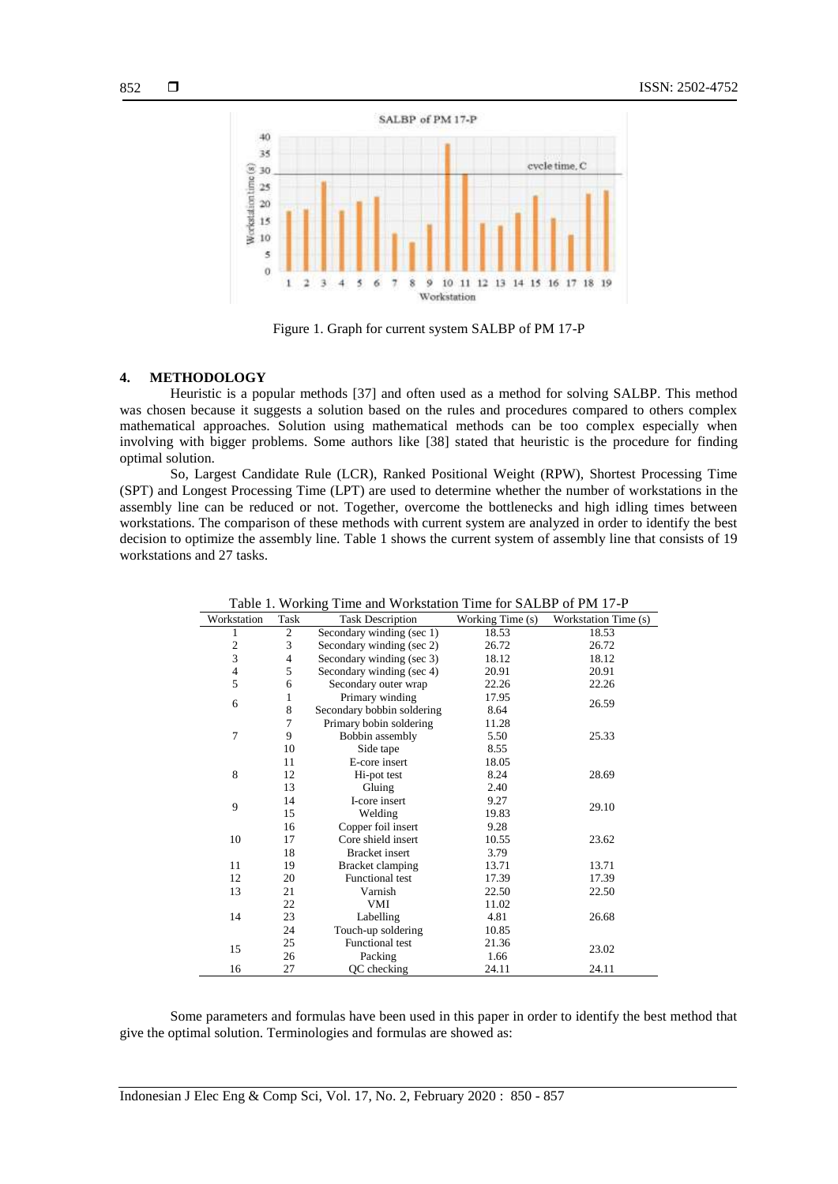Figure 1. Graph for current system SALBP of PM 17-P

## 4. METHODOLOGY

Heuristic is a popular methods [37] and often used as a method for solving SALBP. This method was chosen because it suggests a solution based on the rules and procedures compared to others complex mathematical approaches. Solution using mathematical methods can be too complex especially when involving with bigger problems. Some authors like [38] stated that heuristic is the procedure for finding optimal solution.

So, Largest Candidate Rule (LCR), Ranked Positional Weight (RPW), Shortest Processing Time (SPT) and Longest Processing Time (LPT) are used to determine whether the number of workstations in the assembly line can be reduced or not. Together, overcome the bottlenecks and high idling times between workstations. The comparison of these methods with current system are analyzed in order to identify the best decision to optimize the assembly line. Table 1 shows the current system of assembly line that consists of 19 workstations and 27 tasks.

Table 1. Working Time and Workstation Time for SALBP of PM 17-P

| Workstation | Task | Task Description | Working Time (s) | Workstation Time (s) |
|---|---|---|---|---|
| 1 | 2 | Secondary winding (sec 1) | 18.53 | 18.53 |
| 2 | 3 | Secondary winding (sec 2) | 26.72 | 26.72 |
| 3 | 4 | Secondary winding (sec 3) | 18.12 | 18.12 |
| 4 | 5 | Secondary winding (sec 4) | 20.91 | 20.91 |
| 5 | 6 | Secondary outer wrap | 22.26 | 22.26 |
| 6 | 1 | Primary winding | 17.95 | 26.59 |
| | 8 | Secondary bobbin soldering | 8.64 | |
| 7 | 7 | Primary bobin soldering | 11.28 | 25.33 |
| | 9 | Bobbin assembly | 5.50 | |
| | 10 | Side tape | 8.55 | |
| 8 | 11 | E-core insert | 18.05 | 28.69 |
| | 12 | Hi-pot test | 8.24 | |
| | 13 | Gluing | 2.40 | |
| 9 | 14 | I-core insert | 9.27 | 29.10 |
| | 15 | Welding | 19.83 | |
| 10 | 16 | Copper foil insert | 9.28 | 23.62 |
| | 17 | Core shield insert | 10.55 | |
| | 18 | Bracket insert | 3.79 | |
| 11 | 19 | Bracket clamping | 13.71 | 13.71 |
| 12 | 20 | Functional test | 17.39 | 17.39 |
| 13 | 21 | Varnish | 22.50 | 22.50 |
| 14 | 22 | VMI | 11.02 | 26.68 |
| | 23 | Labelling | 4.81 | |
| | 24 | Touch-up soldering | 10.85 | |
| 15 | 25 | Functional test | 21.36 | 23.02 |
| | 26 | Packing | 1.66 | |
| 16 | 27 | QC checking | 24.11 | 24.11 |

Some parameters and formulas have been used in this paper in order to identify the best method that give the optimal solution. Terminologies and formulas are showed as: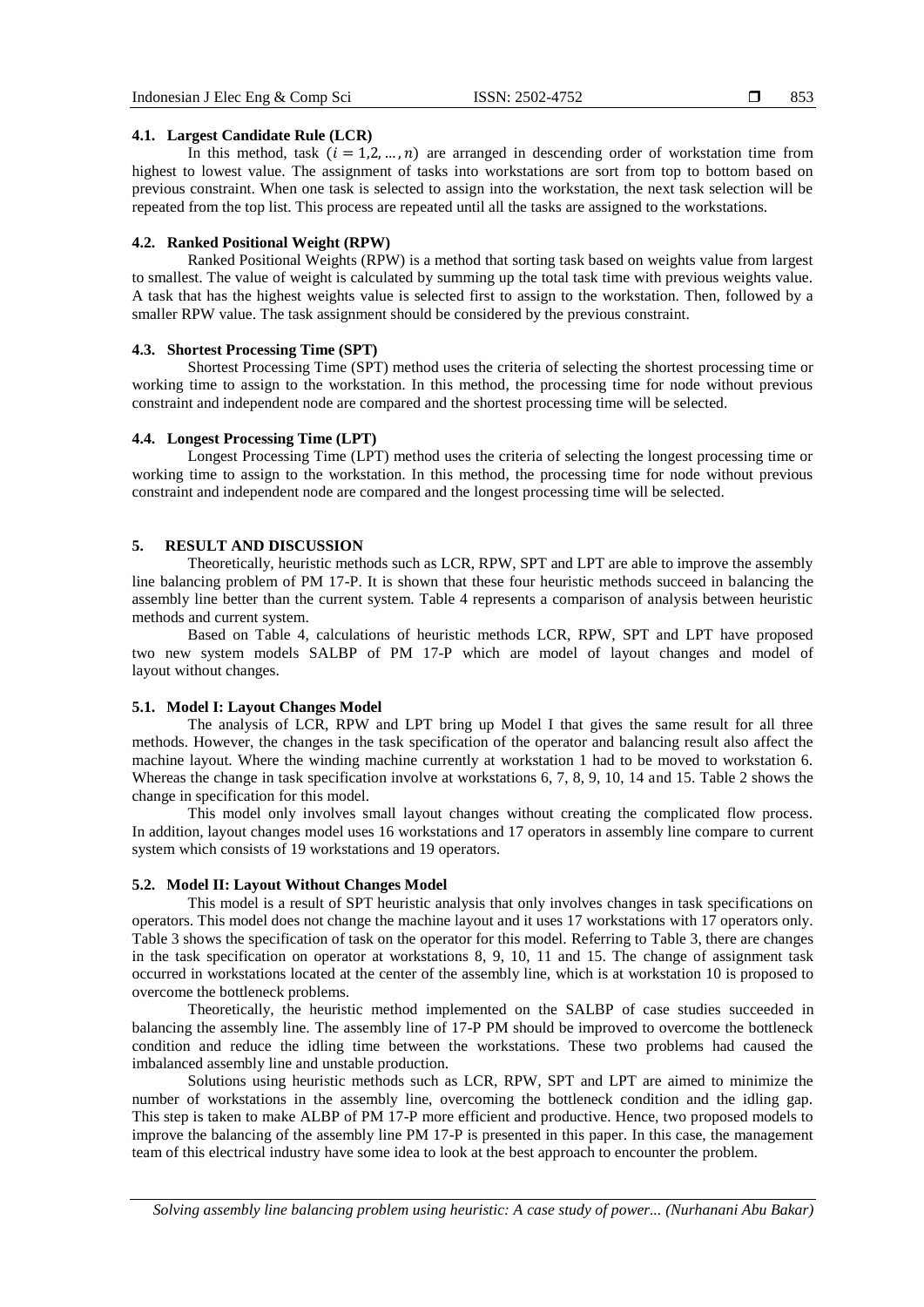### 4.1. Largest Candidate Rule (LCR)

In this method, task $(i = 1,2, \ldots, n)$ are arranged in descending order of workstation time from highest to lowest value. The assignment of tasks into workstations are sort from top to bottom based on previous constraint. When one task is selected to assign into the workstation, the next task selection will be repeated from the top list. This process are repeated until all the tasks are assigned to the workstations.

### 4.2. Ranked Positional Weight (RPW)

Ranked Positional Weights (RPW) is a method that sorting task based on weights value from largest to smallest. The value of weight is calculated by summing up the total task time with previous weights value. A task that has the highest weights value is selected first to assign to the workstation. Then, followed by a smaller RPW value. The task assignment should be considered by the previous constraint.

### 4.3. Shortest Processing Time (SPT)

Shortest Processing Time (SPT) method uses the criteria of selecting the shortest processing time or working time to assign to the workstation. In this method, the processing time for node without previous constraint and independent node are compared and the shortest processing time will be selected.

### 4.4. Longest Processing Time (LPT)

Longest Processing Time (LPT) method uses the criteria of selecting the longest processing time or working time to assign to the workstation. In this method, the processing time for node without previous constraint and independent node are compared and the longest processing time will be selected.

## 5. RESULT AND DISCUSSION

Theoretically, heuristic methods such as LCR, RPW, SPT and LPT are able to improve the assembly line balancing problem of PM 17-P. It is shown that these four heuristic methods succeed in balancing the assembly line better than the current system. Table 4 represents a comparison of analysis between heuristic methods and current system.

Based on Table 4, calculations of heuristic methods LCR, RPW, SPT and LPT have proposed two new system models SALBP of PM 17-P which are model of layout changes and model of layout without changes.

### 5.1. Model I: Layout Changes Model

The analysis of LCR, RPW and LPT bring up Model I that gives the same result for all three methods. However, the changes in the task specification of the operator and balancing result also affect the machine layout. Where the winding machine currently at workstation 1 had to be moved to workstation 6. Whereas the change in task specification involve at workstations 6, 7, 8, 9, 10, 14 and 15. Table 2 shows the change in specification for this model.

This model only involves small layout changes without creating the complicated flow process. In addition, layout changes model uses 16 workstations and 17 operators in assembly line compare to current system which consists of 19 workstations and 19 operators.

### 5.2. Model II: Layout Without Changes Model

This model is a result of SPT heuristic analysis that only involves changes in task specifications on operators. This model does not change the machine layout and it uses 17 workstations with 17 operators only. Table 3 shows the specification of task on the operator for this model. Referring to Table 3, there are changes in the task specification on operator at workstations 8, 9, 10, 11 and 15. The change of assignment task occurred in workstations located at the center of the assembly line, which is at workstation 10 is proposed to overcome the bottleneck problems.

Theoretically, the heuristic method implemented on the SALBP of case studies succeeded in balancing the assembly line. The assembly line of 17-P PM should be improved to overcome the bottleneck condition and reduce the idling time between the workstations. These two problems had caused the imbalanced assembly line and unstable production.

Solutions using heuristic methods such as LCR, RPW, SPT and LPT are aimed to minimize the number of workstations in the assembly line, overcoming the bottleneck condition and the idling gap. This step is taken to make ALBP of PM 17-P more efficient and productive. Hence, two proposed models to improve the balancing of the assembly line PM 17-P is presented in this paper. In this case, the management team of this electrical industry have some idea to look at the best approach to encounter the problem.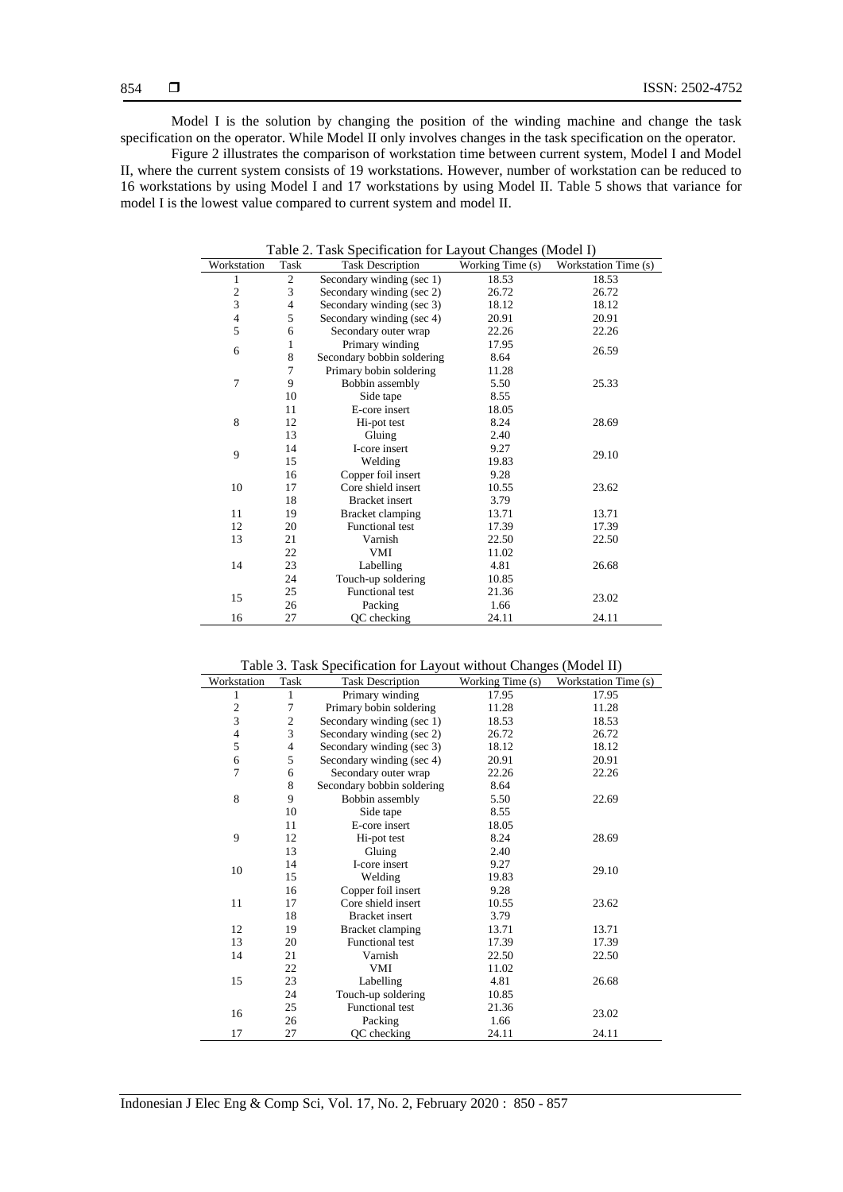Model I is the solution by changing the position of the winding machine and change the task specification on the operator. While Model II only involves changes in the task specification on the operator.

Figure 2 illustrates the comparison of workstation time between current system, Model I and Model II, where the current system consists of 19 workstations. However, number of workstation can be reduced to 16 workstations by using Model I and 17 workstations by using Model II. Table 5 shows that variance for model I is the lowest value compared to current system and model II.

Table 2. Task Specification for Layout Changes (Model I)

| Workstation | Task | Task Description | Working Time (s) | Workstation Time (s) |
|---|---|---|---|---|
| 1 | 2 | Secondary winding (sec 1) | 18.53 | 18.53 |
| 2 | 3 | Secondary winding (sec 2) | 26.72 | 26.72 |
| 3 | 4 | Secondary winding (sec 3) | 18.12 | 18.12 |
| 4 | 5 | Secondary winding (sec 4) | 20.91 | 20.91 |
| 5 | 6 | Secondary outer wrap | 22.26 | 22.26 |
| 6 | 1 | Primary winding | 17.95 | 26.59 |
| | 8 | Secondary bobbin soldering | 8.64 | |
| 7 | 7 | Primary bobin soldering | 11.28 | 25.33 |
| | 9 | Bobbin assembly | 5.50 | |
| | 10 | Side tape | 8.55 | |
| 8 | 11 | E-core insert | 18.05 | 28.69 |
| | 12 | Hi-pot test | 8.24 | |
| | 13 | Gluing | 2.40 | |
| 9 | 14 | I-core insert | 9.27 | 29.10 |
| | 15 | Welding | 19.83 | |
| 10 | 16 | Copper foil insert | 9.28 | 23.62 |
| | 17 | Core shield insert | 10.55 | |
| | 18 | Bracket insert | 3.79 | |
| 11 | 19 | Bracket clamping | 13.71 | 13.71 |
| 12 | 20 | Functional test | 17.39 | 17.39 |
| 13 | 21 | Varnish | 22.50 | 22.50 |
| 14 | 22 | VMI | 11.02 | 26.68 |
| | 23 | Labelling | 4.81 | |
| | 24 | Touch-up soldering | 10.85 | |
| 15 | 25 | Functional test | 21.36 | 23.02 |
| | 26 | Packing | 1.66 | |
| 16 | 27 | QC checking | 24.11 | 24.11 |

Table 3. Task Specification for Layout without Changes (Model II)

| Workstation | Task | Task Description | Working Time (s) | Workstation Time (s) |
|---|---|---|---|---|
| 1 | 1 | Primary winding | 17.95 | 17.95 |
| 2 | 7 | Primary bobin soldering | 11.28 | 11.28 |
| 3 | 2 | Secondary winding (sec 1) | 18.53 | 18.53 |
| 4 | 3 | Secondary winding (sec 2) | 26.72 | 26.72 |
| 5 | 4 | Secondary winding (sec 3) | 18.12 | 18.12 |
| 6 | 5 | Secondary winding (sec 4) | 20.91 | 20.91 |
| 7 | 6 | Secondary outer wrap | 22.26 | 22.26 |
| 8 | 8 | Secondary bobbin soldering | 8.64 | 22.69 |
| | 9 | Bobbin assembly | 5.50 | |
| | 10 | Side tape | 8.55 | |
| 9 | 11 | E-core insert | 18.05 | 28.69 |
| | 12 | Hi-pot test | 8.24 | |
| | 13 | Gluing | 2.40 | |
| 10 | 14 | I-core insert | 9.27 | 29.10 |
| | 15 | Welding | 19.83 | |
| 11 | 16 | Copper foil insert | 9.28 | 23.62 |
| | 17 | Core shield insert | 10.55 | |
| | 18 | Bracket insert | 3.79 | |
| 12 | 19 | Bracket clamping | 13.71 | 13.71 |
| 13 | 20 | Functional test | 17.39 | 17.39 |
| 14 | 21 | Varnish | 22.50 | 22.50 |
| 15 | 22 | VMI | 11.02 | 26.68 |
| | 23 | Labelling | 4.81 | |
| | 24 | Touch-up soldering | 10.85 | |
| 16 | 25 | Functional test | 21.36 | 23.02 |
| | 26 | Packing | 1.66 | |
| 17 | 27 | QC checking | 24.11 | 24.11 |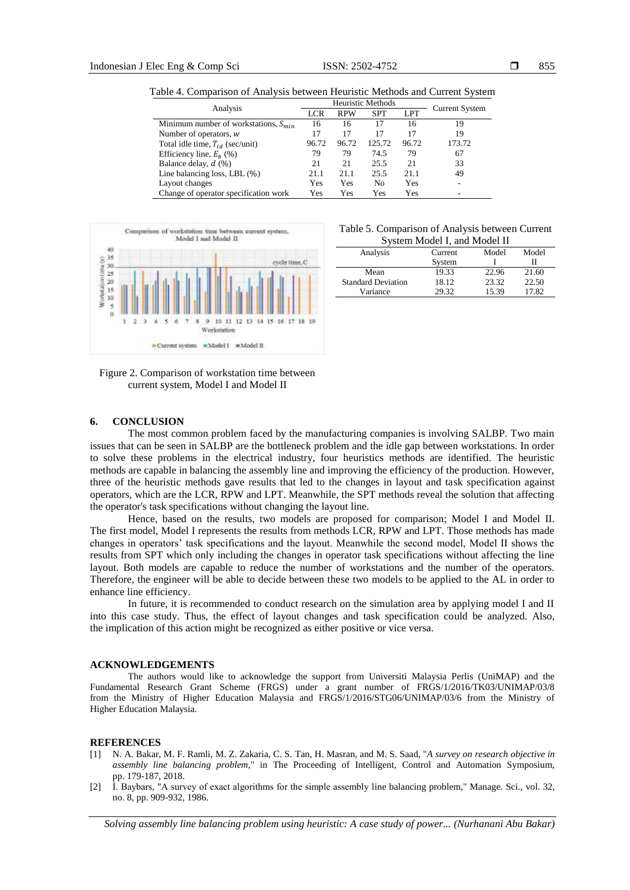Table 4. Comparison of Analysis between Heuristic Methods and Current System

| Analysis | Heuristic Methods | | | | Current System |
|---|---|---|---|---|---|
| | LCR | RPW | SPT | LPT | |
| Minimum number of workstations, $S_{min}$ | 16 | 16 | 17 | 16 | 19 |
| Number of operators, $w$ | 17 | 17 | 17 | 17 | 19 |
| Total idle time, $T_{id}$ (sec/unit) | 96.72 | 96.72 | 125.72 | 96.72 | 173.72 |
| Efficiency line, $E_b$ (%) | 79 | 79 | 74.5 | 79 | 67 |
| Balance delay, $d$ (%) | 21 | 21 | 25.5 | 21 | 33 |
| Line balancing loss, LBL (%) | 21.1 | 21.1 | 25.5 | 21.1 | 49 |
| Layout changes | Yes | Yes | No | Yes | - |
| Change of operator specification work | Yes | Yes | Yes | Yes | - |

Figure 2. Comparison of workstation time between current system, Model I and Model II

Table 5. Comparison of Analysis between Current System Model I, and Model II

| Analysis | Current System | Model I | Model II |
|---|---|---|---|
| Mean | 19.33 | 22.96 | 21.60 |
| Standard Deviation | 18.12 | 23.32 | 22.50 |
| Variance | 29.32 | 15.39 | 17.82 |

## 6. CONCLUSION

The most common problem faced by the manufacturing companies is involving SALBP. Two main issues that can be seen in SALBP are the bottleneck problem and the idle gap between workstations. In order to solve these problems in the electrical industry, four heuristics methods are identified. The heuristic methods are capable in balancing the assembly line and improving the efficiency of the production. However, three of the heuristic methods gave results that led to the changes in layout and task specification against operators, which are the LCR, RPW and LPT. Meanwhile, the SPT methods reveal the solution that affecting the operator's task specifications without changing the layout line.

Hence, based on the results, two models are proposed for comparison; Model I and Model II. The first model, Model I represents the results from methods LCR, RPW and LPT. Those methods has made changes in operators' task specifications and the layout. Meanwhile the second model, Model II shows the results from SPT which only including the changes in operator task specifications without affecting the line layout. Both models are capable to reduce the number of workstations and the number of the operators. Therefore, the engineer will be able to decide between these two models to be applied to the AL in order to enhance line efficiency.

In future, it is recommended to conduct research on the simulation area by applying model I and II into this case study. Thus, the effect of layout changes and task specification could be analyzed. Also, the implication of this action might be recognized as either positive or vice versa.

## ACKNOWLEDGEMENTS

The authors would like to acknowledge the support from Universiti Malaysia Perlis (UniMAP) and the Fundamental Research Grant Scheme (FRGS) under a grant number of FRGS/1/2016/TK03/UNIMAP/03/8 from the Ministry of Higher Education Malaysia and FRGS/1/2016/STG06/UNIMAP/03/6 from the Ministry of Higher Education Malaysia.

## REFERENCES

[1] N. A. Bakar, M. F. Ramli, M. Z. Zakaria, C. S. Tan, H. Masran, and M. S. Saad, "*A survey on research objective in assembly line balancing problem*," in The Proceeding of Intelligent, Control and Automation Symposium, pp. 179-187, 2018.

[2] İ. Baybars, "A survey of exact algorithms for the simple assembly line balancing problem," Manage. Sci., vol. 32, no. 8, pp. 909-932, 1986.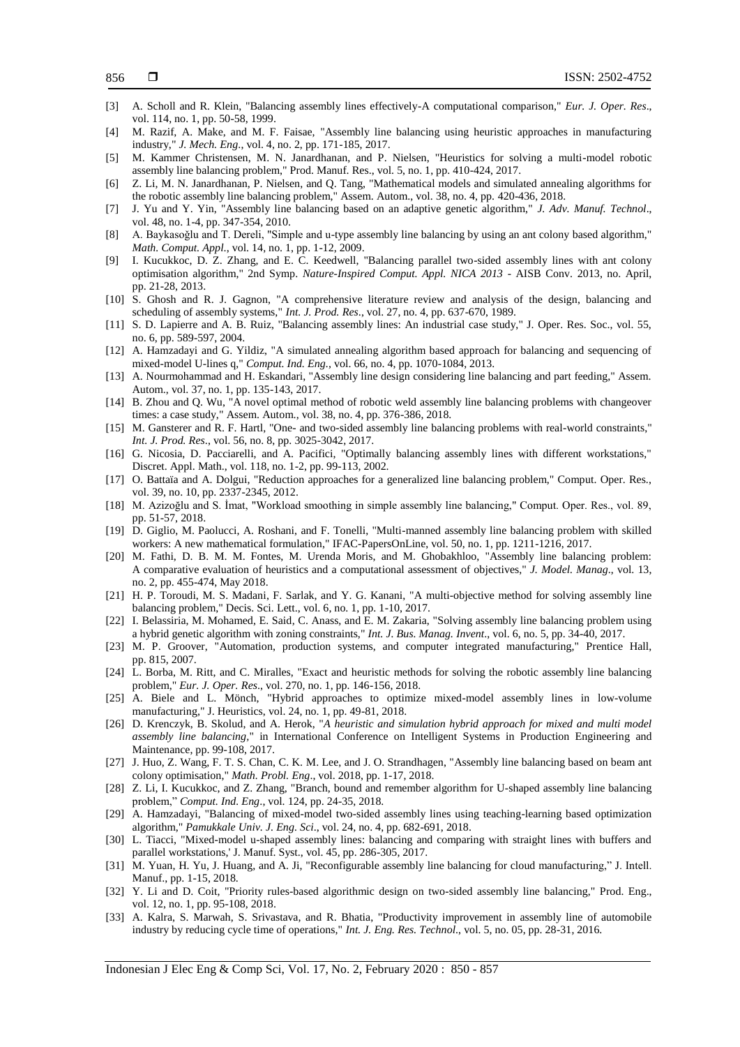[3] A. Scholl and R. Klein, "Balancing assembly lines effectively-A computational comparison," *Eur. J. Oper. Res*., vol. 114, no. 1, pp. 50-58, 1999.

[4] M. Razif, A. Make, and M. F. Faisae, "Assembly line balancing using heuristic approaches in manufacturing industry," *J. Mech. Eng*., vol. 4, no. 2, pp. 171-185, 2017.

[5] M. Kammer Christensen, M. N. Janardhanan, and P. Nielsen, "Heuristics for solving a multi-model robotic assembly line balancing problem," Prod. Manuf. Res., vol. 5, no. 1, pp. 410-424, 2017.

[6] Z. Li, M. N. Janardhanan, P. Nielsen, and Q. Tang, "Mathematical models and simulated annealing algorithms for the robotic assembly line balancing problem," Assem. Autom., vol. 38, no. 4, pp. 420-436, 2018.

[7] J. Yu and Y. Yin, "Assembly line balancing based on an adaptive genetic algorithm," *J. Adv. Manuf. Technol*., vol. 48, no. 1-4, pp. 347-354, 2010.

[8] A. Baykasoğlu and T. Dereli, "Simple and u-type assembly line balancing by using an ant colony based algorithm," *Math. Comput. Appl.*, vol. 14, no. 1, pp. 1-12, 2009.

[9] I. Kucukkoc, D. Z. Zhang, and E. C. Keedwell, "Balancing parallel two-sided assembly lines with ant colony optimisation algorithm," 2nd Symp. *Nature-Inspired Comput. Appl. NICA 2013* - AISB Conv. 2013, no. April, pp. 21-28, 2013.

[10] S. Ghosh and R. J. Gagnon, "A comprehensive literature review and analysis of the design, balancing and scheduling of assembly systems," *Int. J. Prod. Res*., vol. 27, no. 4, pp. 637-670, 1989.

[11] S. D. Lapierre and A. B. Ruiz, "Balancing assembly lines: An industrial case study," J. Oper. Res. Soc., vol. 55, no. 6, pp. 589-597, 2004.

[12] A. Hamzadayi and G. Yildiz, "A simulated annealing algorithm based approach for balancing and sequencing of mixed-model U-lines q," *Comput. Ind. Eng.*, vol. 66, no. 4, pp. 1070-1084, 2013.

[13] A. Nourmohammad and H. Eskandari, "Assembly line design considering line balancing and part feeding," Assem. Autom., vol. 37, no. 1, pp. 135-143, 2017.

[14] B. Zhou and Q. Wu, "A novel optimal method of robotic weld assembly line balancing problems with changeover times: a case study," Assem. Autom., vol. 38, no. 4, pp. 376-386, 2018.

[15] M. Gansterer and R. F. Hartl, "One- and two-sided assembly line balancing problems with real-world constraints," *Int. J. Prod. Res*., vol. 56, no. 8, pp. 3025-3042, 2017.

[16] G. Nicosia, D. Pacciarelli, and A. Pacifici, "Optimally balancing assembly lines with different workstations," Discret. Appl. Math., vol. 118, no. 1-2, pp. 99-113, 2002.

[17] O. Battaïa and A. Dolgui, "Reduction approaches for a generalized line balancing problem," Comput. Oper. Res., vol. 39, no. 10, pp. 2337-2345, 2012.

[18] M. Azizoğlu and S. İmat, "Workload smoothing in simple assembly line balancing," Comput. Oper. Res., vol. 89, pp. 51-57, 2018.

[19] D. Giglio, M. Paolucci, A. Roshani, and F. Tonelli, "Multi-manned assembly line balancing problem with skilled workers: A new mathematical formulation," IFAC-PapersOnLine, vol. 50, no. 1, pp. 1211-1216, 2017.

[20] M. Fathi, D. B. M. M. Fontes, M. Urenda Moris, and M. Ghobakhloo, "Assembly line balancing problem: A comparative evaluation of heuristics and a computational assessment of objectives," *J. Model. Manag*., vol. 13, no. 2, pp. 455-474, May 2018.

[21] H. P. Toroudi, M. S. Madani, F. Sarlak, and Y. G. Kanani, "A multi-objective method for solving assembly line balancing problem," Decis. Sci. Lett., vol. 6, no. 1, pp. 1-10, 2017.

[22] I. Belassiria, M. Mohamed, E. Said, C. Anass, and E. M. Zakaria, "Solving assembly line balancing problem using a hybrid genetic algorithm with zoning constraints," *Int. J. Bus. Manag. Invent*., vol. 6, no. 5, pp. 34-40, 2017.

[23] M. P. Groover, "Automation, production systems, and computer integrated manufacturing," Prentice Hall, pp. 815, 2007.

[24] L. Borba, M. Ritt, and C. Miralles, "Exact and heuristic methods for solving the robotic assembly line balancing problem," *Eur. J. Oper. Res*., vol. 270, no. 1, pp. 146-156, 2018.

[25] A. Biele and L. Mönch, "Hybrid approaches to optimize mixed-model assembly lines in low-volume manufacturing," J. Heuristics, vol. 24, no. 1, pp. 49-81, 2018.

[26] D. Krenczyk, B. Skolud, and A. Herok, "*A heuristic and simulation hybrid approach for mixed and multi model assembly line balancing*," in International Conference on Intelligent Systems in Production Engineering and Maintenance, pp. 99-108, 2017.

[27] J. Huo, Z. Wang, F. T. S. Chan, C. K. M. Lee, and J. O. Strandhagen, "Assembly line balancing based on beam ant colony optimisation," *Math. Probl. Eng*., vol. 2018, pp. 1-17, 2018.

[28] Z. Li, I. Kucukkoc, and Z. Zhang, "Branch, bound and remember algorithm for U-shaped assembly line balancing problem," *Comput. Ind. Eng*., vol. 124, pp. 24-35, 2018.

[29] A. Hamzadayi, "Balancing of mixed-model two-sided assembly lines using teaching-learning based optimization algorithm," *Pamukkale Univ. J. Eng. Sci*., vol. 24, no. 4, pp. 682-691, 2018.

[30] L. Tiacci, "Mixed-model u-shaped assembly lines: balancing and comparing with straight lines with buffers and parallel workstations,' J. Manuf. Syst., vol. 45, pp. 286-305, 2017.

[31] M. Yuan, H. Yu, J. Huang, and A. Ji, "Reconfigurable assembly line balancing for cloud manufacturing," J. Intell. Manuf., pp. 1-15, 2018.

[32] Y. Li and D. Coit, "Priority rules-based algorithmic design on two-sided assembly line balancing," Prod. Eng., vol. 12, no. 1, pp. 95-108, 2018.

[33] A. Kalra, S. Marwah, S. Srivastava, and R. Bhatia, "Productivity improvement in assembly line of automobile industry by reducing cycle time of operations," *Int. J. Eng. Res. Technol*., vol. 5, no. 05, pp. 28-31, 2016.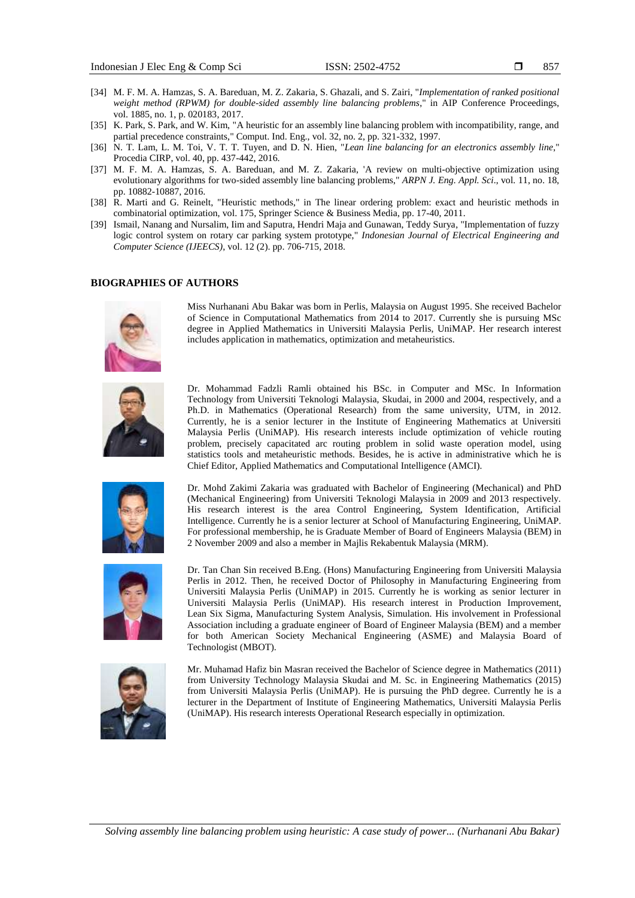[34] M. F. M. A. Hamzas, S. A. Bareduan, M. Z. Zakaria, S. Ghazali, and S. Zairi, "*Implementation of ranked positional weight method (RPWM) for double-sided assembly line balancing problems*," in AIP Conference Proceedings, vol. 1885, no. 1, p. 020183, 2017.

[35] K. Park, S. Park, and W. Kim, "A heuristic for an assembly line balancing problem with incompatibility, range, and partial precedence constraints," Comput. Ind. Eng., vol. 32, no. 2, pp. 321-332, 1997.

[36] N. T. Lam, L. M. Toi, V. T. T. Tuyen, and D. N. Hien, "*Lean line balancing for an electronics assembly line*," Procedia CIRP, vol. 40, pp. 437-442, 2016.

[37] M. F. M. A. Hamzas, S. A. Bareduan, and M. Z. Zakaria, 'A review on multi-objective optimization using evolutionary algorithms for two-sided assembly line balancing problems," *ARPN J. Eng. Appl. Sci*., vol. 11, no. 18, pp. 10882-10887, 2016.

[38] R. Marti and G. Reinelt, "Heuristic methods," in The linear ordering problem: exact and heuristic methods in combinatorial optimization, vol. 175, Springer Science & Business Media, pp. 17-40, 2011.

[39] Ismail, Nanang and Nursalim, Iim and Saputra, Hendri Maja and Gunawan, Teddy Surya, "Implementation of fuzzy logic control system on rotary car parking system prototype," *Indonesian Journal of Electrical Engineering and Computer Science (IJEECS)*, vol. 12 (2). pp. 706-715, 2018.

## BIOGRAPHIES OF AUTHORS

Miss Nurhanani Abu Bakar was born in Perlis, Malaysia on August 1995. She received Bachelor of Science in Computational Mathematics from 2014 to 2017. Currently she is pursuing MSc degree in Applied Mathematics in Universiti Malaysia Perlis, UniMAP. Her research interest includes application in mathematics, optimization and metaheuristics.

Dr. Mohammad Fadzli Ramli obtained his BSc. in Computer and MSc. In Information Technology from Universiti Teknologi Malaysia, Skudai, in 2000 and 2004, respectively, and a Ph.D. in Mathematics (Operational Research) from the same university, UTM, in 2012. Currently, he is a senior lecturer in the Institute of Engineering Mathematics at Universiti Malaysia Perlis (UniMAP). His research interests include optimization of vehicle routing problem, precisely capacitated arc routing problem in solid waste operation model, using statistics tools and metaheuristic methods. Besides, he is active in administrative which he is Chief Editor, Applied Mathematics and Computational Intelligence (AMCI).

Dr. Mohd Zakimi Zakaria was graduated with Bachelor of Engineering (Mechanical) and PhD (Mechanical Engineering) from Universiti Teknologi Malaysia in 2009 and 2013 respectively. His research interest is the area Control Engineering, System Identification, Artificial Intelligence. Currently he is a senior lecturer at School of Manufacturing Engineering, UniMAP. For professional membership, he is Graduate Member of Board of Engineers Malaysia (BEM) in 2 November 2009 and also a member in Majlis Rekabentuk Malaysia (MRM).

Dr. Tan Chan Sin received B.Eng. (Hons) Manufacturing Engineering from Universiti Malaysia Perlis in 2012. Then, he received Doctor of Philosophy in Manufacturing Engineering from Universiti Malaysia Perlis (UniMAP) in 2015. Currently he is working as senior lecturer in Universiti Malaysia Perlis (UniMAP). His research interest in Production Improvement, Lean Six Sigma, Manufacturing System Analysis, Simulation. His involvement in Professional Association including a graduate engineer of Board of Engineer Malaysia (BEM) and a member for both American Society Mechanical Engineering (ASME) and Malaysia Board of Technologist (MBOT).

Mr. Muhamad Hafiz bin Masran received the Bachelor of Science degree in Mathematics (2011) from University Technology Malaysia Skudai and M. Sc. in Engineering Mathematics (2015) from Universiti Malaysia Perlis (UniMAP). He is pursuing the PhD degree. Currently he is a lecturer in the Department of Institute of Engineering Mathematics, Universiti Malaysia Perlis (UniMAP). His research interests Operational Research especially in optimization.